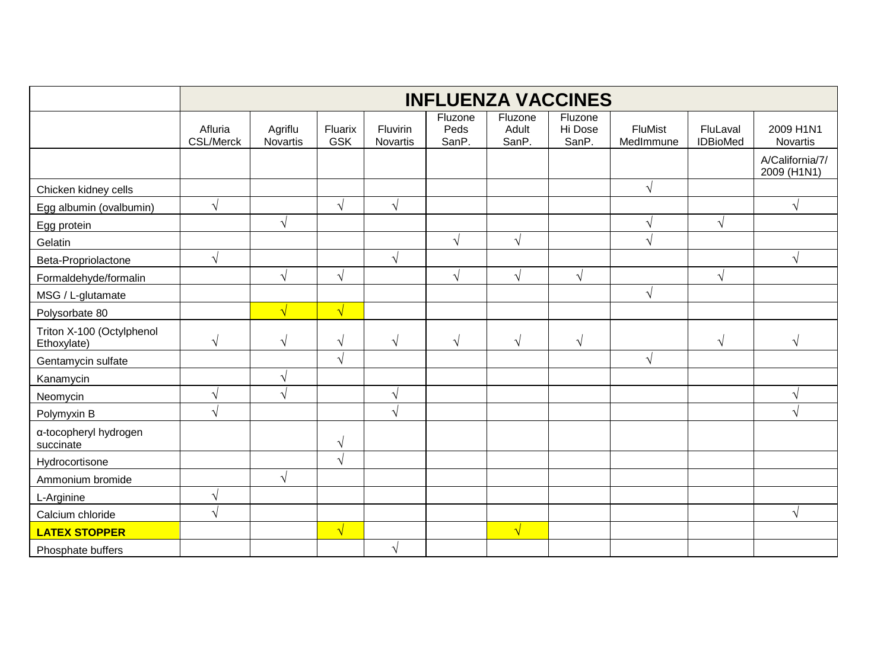| | INFLUENZA VACCINES | | | | | | | | | |
|---|---|---|---|---|---|---|---|---|---|---|
| | Afluria CSL/Merck | Agriflu Novartis | Fluarix GSK | Fluvirin Novartis | Fluzone Peds SanP. | Fluzone Adult SanP. | Fluzone Hi Dose SanP. | FluMist MedImmune | FluLaval IDBioMed | 2009 H1N1 Novartis |
| | | | | | | | | | | A/California/7/ 2009 (H1N1) |
| Chicken kidney cells | | | | | | | | √ | | |
| Egg albumin (ovalbumin) | √ | | √ | √ | | | | | | √ |
| Egg protein | | √ | | | | | | √ | √ | |
| Gelatin | | | | | √ | √ | | √ | | |
| Beta-Propriolactone | √ | | | √ | | | | | | √ |
| Formaldehyde/formalin | | √ | √ | | √ | √ | √ | | √ | |
| MSG / L-glutamate | | | | | | | | √ | | |
| Polysorbate 80 | | √ | √ | | | | | | | |
| Triton X-100 (Octylphenol Ethoxylate) | √ | √ | √ | √ | √ | √ | √ | | √ | √ |
| Gentamycin sulfate | | | √ | | | | | √ | | |
| Kanamycin | | √ | | | | | | | | |
| Neomycin | √ | √ | | √ | | | | | | √ |
| Polymyxin B | √ | | | √ | | | | | | √ |
| α-tocopheryl hydrogen succinate | | | √ | | | | | | | |
| Hydrocortisone | | | √ | | | | | | | |
| Ammonium bromide | | √ | | | | | | | | |
| L-Arginine | √ | | | | | | | | | |
| Calcium chloride | √ | | | | | | | | | √ |
| **LATEX STOPPER** | | | √ | | | √ | | | | |
| Phosphate buffers | | | | √ | | | | | | |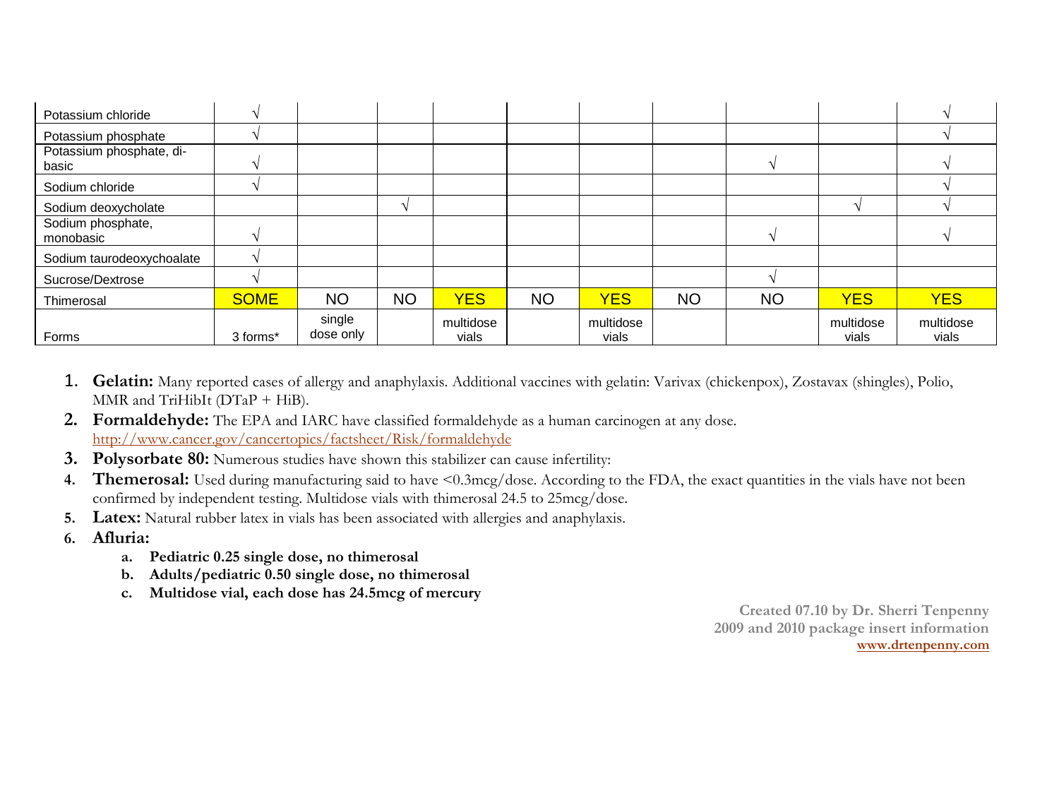| | | | | | | | | | | |
|---|---|---|---|---|---|---|---|---|---|---|
| Potassium chloride | √ | | | | | | | | | √ |
| Potassium phosphate | √ | | | | | | | | | √ |
| Potassium phosphate, di-basic | √ | | | | | | | √ | | √ |
| Sodium chloride | √ | | | | | | | | | √ |
| Sodium deoxycholate | | | √ | | | | | | √ | √ |
| Sodium phosphate, monobasic | √ | | | | | | | √ | | √ |
| Sodium taurodeoxychoalate | √ | | | | | | | | | |
| Sucrose/Dextrose | √ | | | | | | | √ | | |
| Thimerosal | SOME | NO | NO | YES | NO | YES | NO | NO | YES | YES |
| Forms | 3 forms* | single dose only | | multidose vials | | multidose vials | | | multidose vials | multidose vials |

1. **Gelatin:** Many reported cases of allergy and anaphylaxis. Additional vaccines with gelatin: Varivax (chickenpox), Zostavax (shingles), Polio, MMR and TriHibIt (DTaP + HiB).
2. **Formaldehyde:** The EPA and IARC have classified formaldehyde as a human carcinogen at any dose. http://www.cancer.gov/cancertopics/factsheet/Risk/formaldehyde
3. **Polysorbate 80:** Numerous studies have shown this stabilizer can cause infertility:
4. **Themerosal:** Used during manufacturing said to have <0.3mcg/dose. According to the FDA, the exact quantities in the vials have not been confirmed by independent testing. Multidose vials with thimerosal 24.5 to 25mcg/dose.
5. **Latex:** Natural rubber latex in vials has been associated with allergies and anaphylaxis.
6. **Afluria:**
   a. **Pediatric 0.25 single dose, no thimerosal**
   b. **Adults/pediatric 0.50 single dose, no thimerosal**
   c. **Multidose vial, each dose has 24.5mcg of mercury**

**Created 07.10 by Dr. Sherri Tenpenny**
**2009 and 2010 package insert information**
**www.drtenpenny.com**